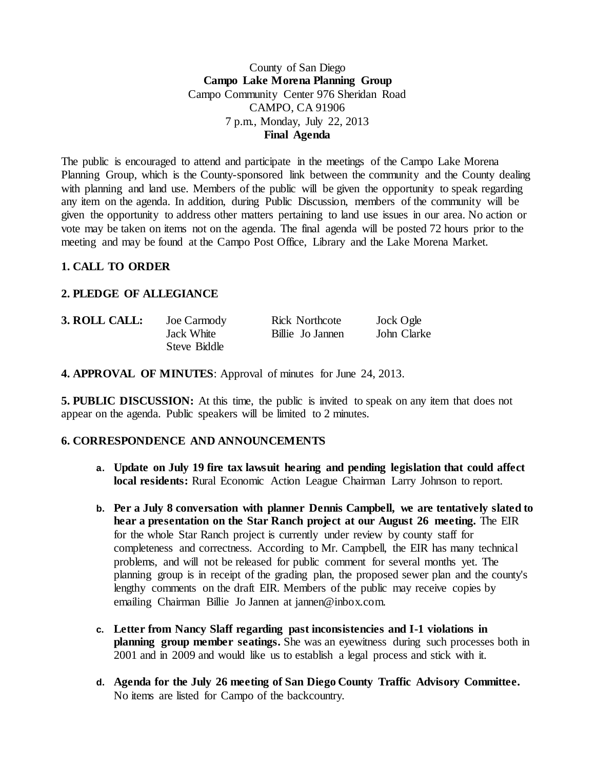County of San Diego

**Campo Lake Morena Planning Group**

Campo Community Center 976 Sheridan Road

CAMPO, CA 91906

7 p.m., Monday, July 22, 2013

**Final Agenda**

The public is encouraged to attend and participate in the meetings of the Campo Lake Morena Planning Group, which is the County-sponsored link between the community and the County dealing with planning and land use. Members of the public will be given the opportunity to speak regarding any item on the agenda. In addition, during Public Discussion, members of the community will be given the opportunity to address other matters pertaining to land use issues in our area. No action or vote may be taken on items not on the agenda. The final agenda will be posted 72 hours prior to the meeting and may be found at the Campo Post Office, Library and the Lake Morena Market.

## 1. CALL TO ORDER

## 2. PLEDGE OF ALLEGIANCE

## 3. ROLL CALL:

| | | |
|---|---|---|
| Joe Carmody | Rick Northcote | Jock Ogle |
| Jack White | Billie Jo Jannen | John Clarke |
| Steve Biddle | | |

**4. APPROVAL OF MINUTES**: Approval of minutes for June 24, 2013.

**5. PUBLIC DISCUSSION:** At this time, the public is invited to speak on any item that does not appear on the agenda. Public speakers will be limited to 2 minutes.

## 6. CORRESPONDENCE AND ANNOUNCEMENTS

a. **Update on July 19 fire tax lawsuit hearing and pending legislation that could affect local residents:** Rural Economic Action League Chairman Larry Johnson to report.

b. **Per a July 8 conversation with planner Dennis Campbell, we are tentatively slated to hear a presentation on the Star Ranch project at our August 26 meeting.** The EIR for the whole Star Ranch project is currently under review by county staff for completeness and correctness. According to Mr. Campbell, the EIR has many technical problems, and will not be released for public comment for several months yet. The planning group is in receipt of the grading plan, the proposed sewer plan and the county's lengthy comments on the draft EIR. Members of the public may receive copies by emailing Chairman Billie Jo Jannen at jannen@inbox.com.

c. **Letter from Nancy Slaff regarding past inconsistencies and I-1 violations in planning group member seatings.** She was an eyewitness during such processes both in 2001 and in 2009 and would like us to establish a legal process and stick with it.

d. **Agenda for the July 26 meeting of San Diego County Traffic Advisory Committee.** No items are listed for Campo of the backcountry.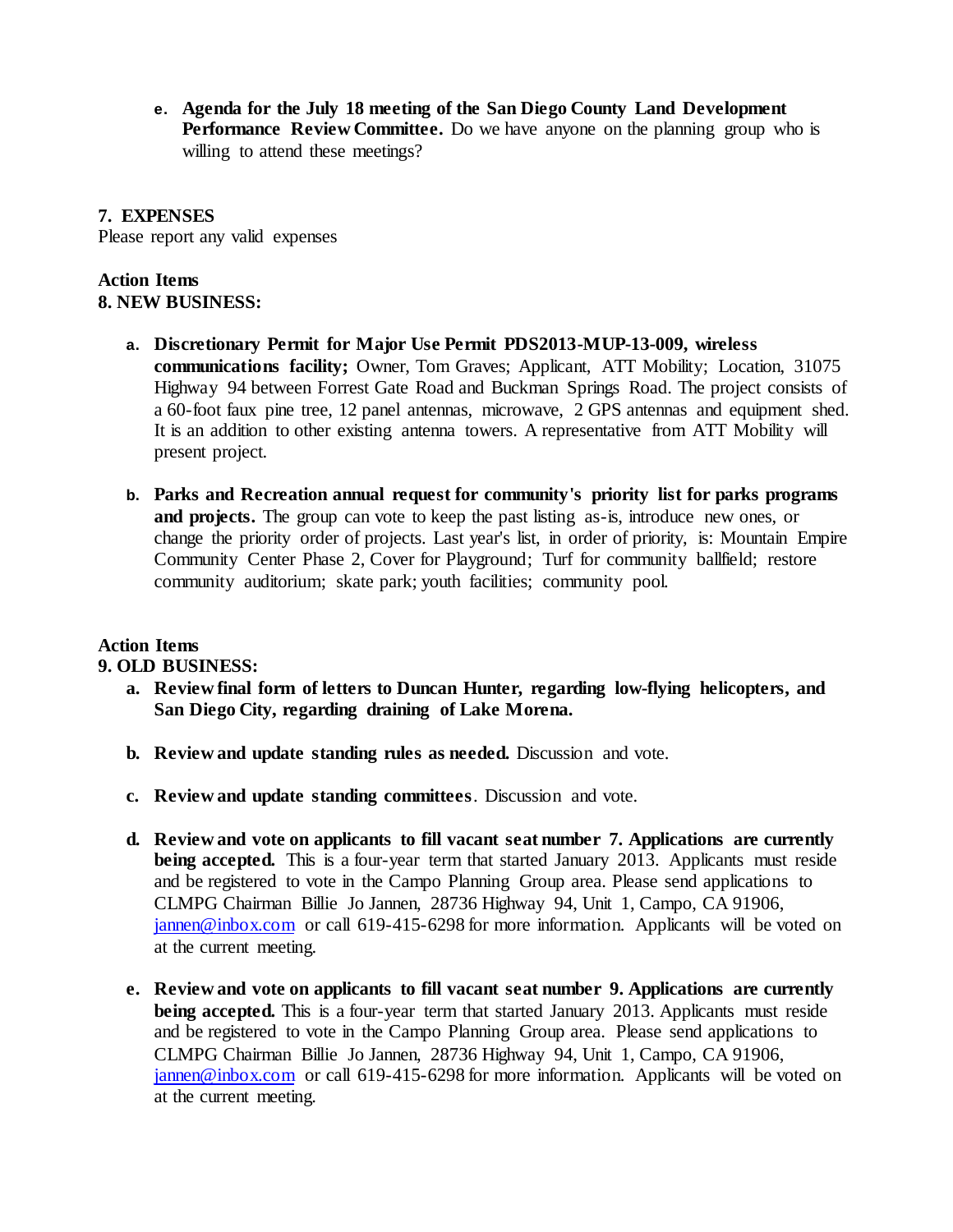e. **Agenda for the July 18 meeting of the San Diego County Land Development Performance Review Committee.** Do we have anyone on the planning group who is willing to attend these meetings?

**7. EXPENSES**

Please report any valid expenses

**Action Items**

**8. NEW BUSINESS:**

a. **Discretionary Permit for Major Use Permit PDS2013-MUP-13-009, wireless communications facility;** Owner, Tom Graves; Applicant, ATT Mobility; Location, 31075 Highway 94 between Forrest Gate Road and Buckman Springs Road. The project consists of a 60-foot faux pine tree, 12 panel antennas, microwave, 2 GPS antennas and equipment shed. It is an addition to other existing antenna towers. A representative from ATT Mobility will present project.

b. **Parks and Recreation annual request for community's priority list for parks programs and projects.** The group can vote to keep the past listing as-is, introduce new ones, or change the priority order of projects. Last year's list, in order of priority, is: Mountain Empire Community Center Phase 2, Cover for Playground; Turf for community ballfield; restore community auditorium; skate park; youth facilities; community pool.

**Action Items**

**9. OLD BUSINESS:**

a. **Review final form of letters to Duncan Hunter, regarding low-flying helicopters, and San Diego City, regarding draining of Lake Morena.**

b. **Review and update standing rules as needed.** Discussion and vote.

c. **Review and update standing committees**. Discussion and vote.

d. **Review and vote on applicants to fill vacant seat number 7. Applications are currently being accepted.** This is a four-year term that started January 2013. Applicants must reside and be registered to vote in the Campo Planning Group area. Please send applications to CLMPG Chairman Billie Jo Jannen, 28736 Highway 94, Unit 1, Campo, CA 91906, jannen@inbox.com or call 619-415-6298 for more information. Applicants will be voted on at the current meeting.

e. **Review and vote on applicants to fill vacant seat number 9. Applications are currently being accepted.** This is a four-year term that started January 2013. Applicants must reside and be registered to vote in the Campo Planning Group area. Please send applications to CLMPG Chairman Billie Jo Jannen, 28736 Highway 94, Unit 1, Campo, CA 91906, jannen@inbox.com or call 619-415-6298 for more information. Applicants will be voted on at the current meeting.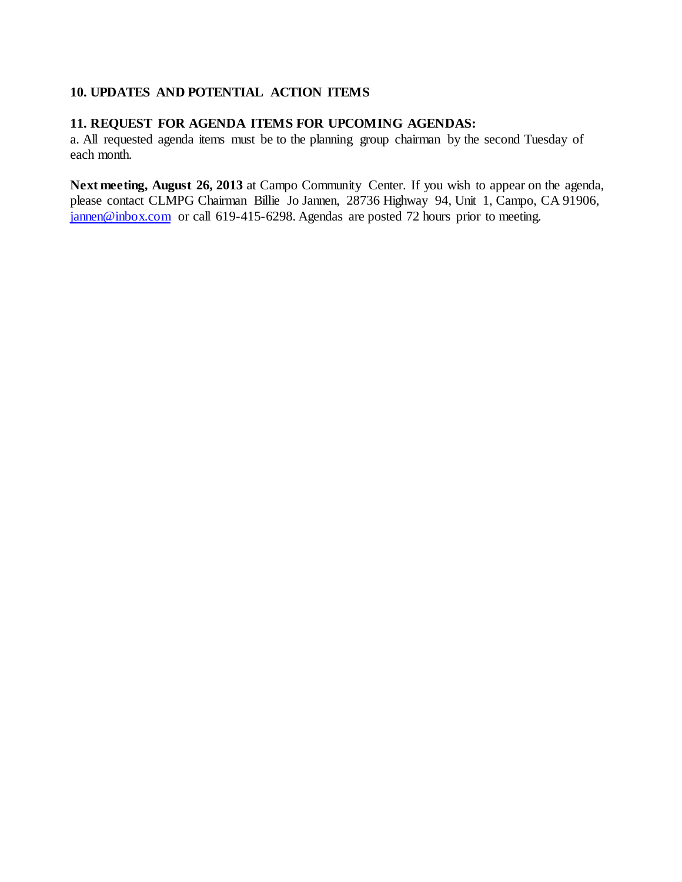**10. UPDATES AND POTENTIAL ACTION ITEMS**

**11. REQUEST FOR AGENDA ITEMS FOR UPCOMING AGENDAS:**

a. All requested agenda items must be to the planning group chairman by the second Tuesday of each month.

**Next meeting, August 26, 2013** at Campo Community Center. If you wish to appear on the agenda, please contact CLMPG Chairman Billie Jo Jannen, 28736 Highway 94, Unit 1, Campo, CA 91906, jannen@inbox.com or call 619-415-6298. Agendas are posted 72 hours prior to meeting.